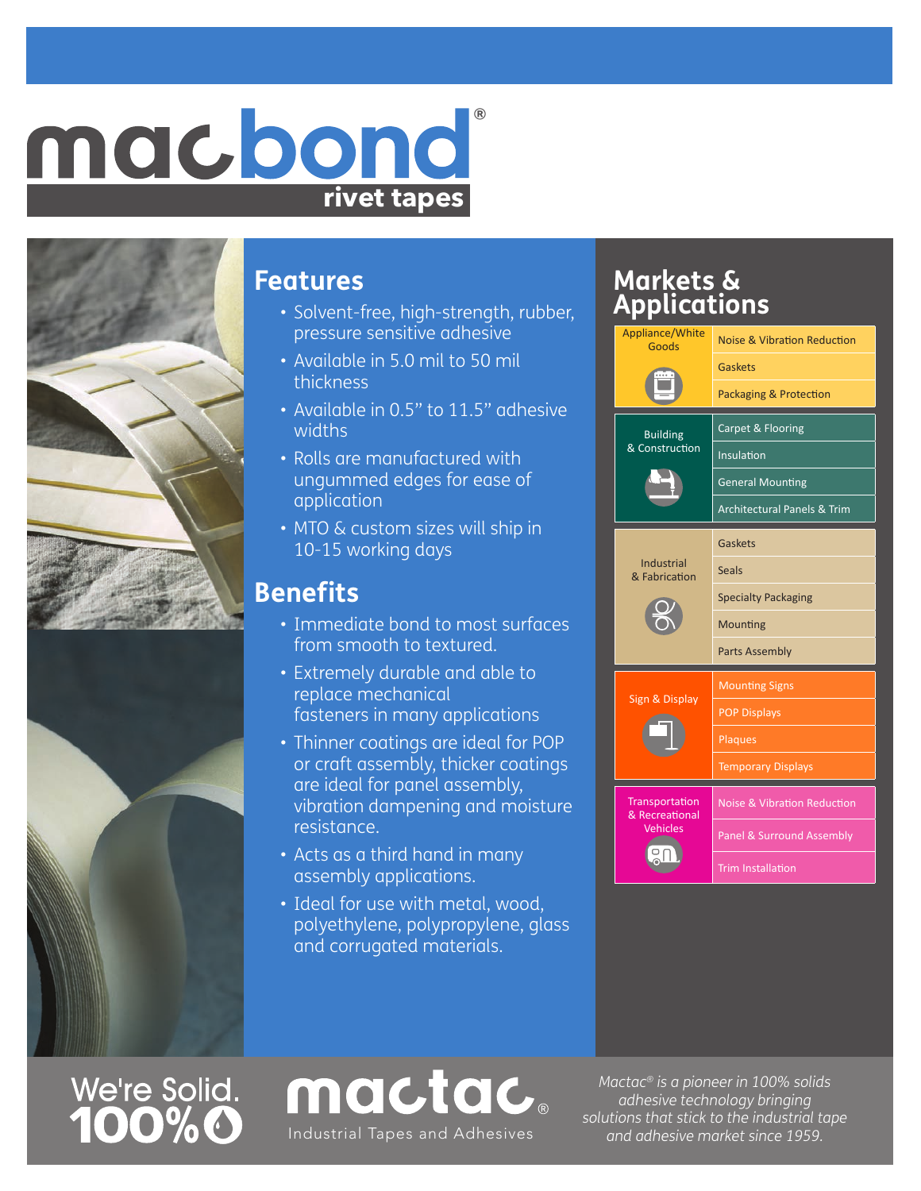# macbond®

## rivet tapes

## Features

- Solvent-free, high-strength, rubber, pressure sensitive adhesive
- Available in 5.0 mil to 50 mil thickness
- Available in 0.5" to 11.5" adhesive widths
- Rolls are manufactured with ungummed edges for ease of application
- MTO & custom sizes will ship in 10-15 working days

## Benefits

- Immediate bond to most surfaces from smooth to textured.
- Extremely durable and able to replace mechanical fasteners in many applications
- Thinner coatings are ideal for POP or craft assembly, thicker coatings are ideal for panel assembly, vibration dampening and moisture resistance.
- Acts as a third hand in many assembly applications.
- Ideal for use with metal, wood, polyethylene, polypropylene, glass and corrugated materials.

## Markets & Applications

| Market | Application |
|---|---|
| Appliance/White Goods | Noise & Vibration Reduction |
| | Gaskets |
| | Packaging & Protection |
| Building & Construction | Carpet & Flooring |
| | Insulation |
| | General Mounting |
| | Architectural Panels & Trim |
| Industrial & Fabrication | Gaskets |
| | Seals |
| | Specialty Packaging |
| | Mounting |
| | Parts Assembly |
| Sign & Display | Mounting Signs |
| | POP Displays |
| | Plaques |
| | Temporary Displays |
| Transportation & Recreational Vehicles | Noise & Vibration Reduction |
| | Panel & Surround Assembly |
| | Trim Installation |

We're Solid. 100%

mactac®
Industrial Tapes and Adhesives

*Mactac® is a pioneer in 100% solids adhesive technology bringing solutions that stick to the industrial tape and adhesive market since 1959.*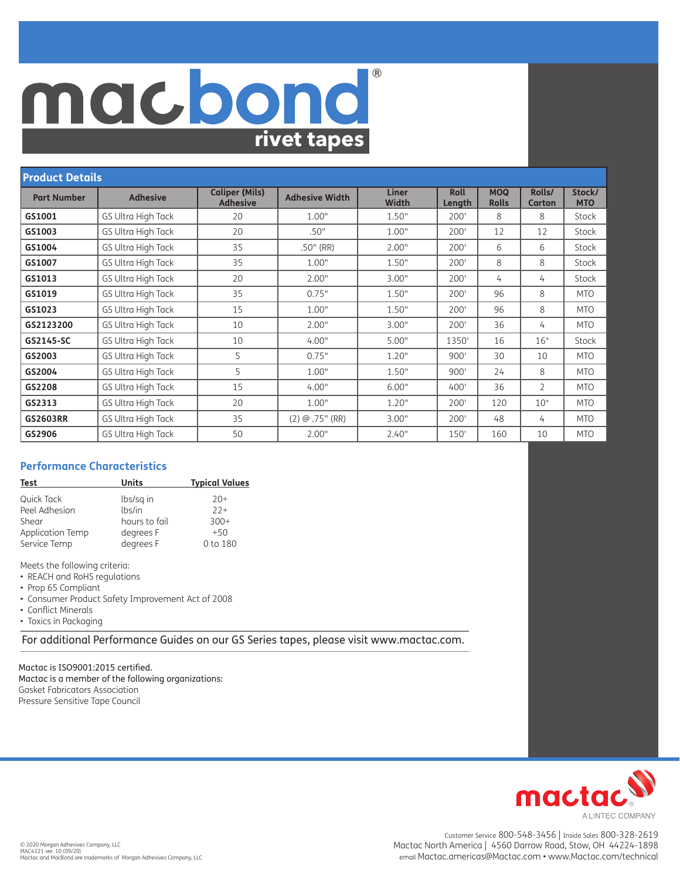# macbond rivet tapes

## Product Details

| Part Number | Adhesive | Caliper (Mils) Adhesive | Adhesive Width | Liner Width | Roll Length | MOQ Rolls | Rolls/ Carton | Stock/ MTO |
|---|---|---|---|---|---|---|---|---|
| GS1001 | GS Ultra High Tack | 20 | 1.00" | 1.50" | 200' | 8 | 8 | Stock |
| GS1003 | GS Ultra High Tack | 20 | .50" | 1.00" | 200' | 12 | 12 | Stock |
| GS1004 | GS Ultra High Tack | 35 | .50" (RR) | 2.00" | 200' | 6 | 6 | Stock |
| GS1007 | GS Ultra High Tack | 35 | 1.00" | 1.50" | 200' | 8 | 8 | Stock |
| GS1013 | GS Ultra High Tack | 20 | 2.00" | 3.00" | 200' | 4 | 4 | Stock |
| GS1019 | GS Ultra High Tack | 35 | 0.75" | 1.50" | 200' | 96 | 8 | MTO |
| GS1023 | GS Ultra High Tack | 15 | 1.00" | 1.50" | 200' | 96 | 8 | MTO |
| GS2123200 | GS Ultra High Tack | 10 | 2.00" | 3.00" | 200' | 36 | 4 | MTO |
| GS2145-SC | GS Ultra High Tack | 10 | 4.00" | 5.00" | 1350' | 16 | 16* | Stock |
| GS2003 | GS Ultra High Tack | 5 | 0.75" | 1.20" | 900' | 30 | 10 | MTO |
| GS2004 | GS Ultra High Tack | 5 | 1.00" | 1.50" | 900' | 24 | 8 | MTO |
| GS2208 | GS Ultra High Tack | 15 | 4.00" | 6.00" | 400' | 36 | 2 | MTO |
| GS2313 | GS Ultra High Tack | 20 | 1.00" | 1.20" | 200' | 120 | 10* | MTO |
| GS2603RR | GS Ultra High Tack | 35 | (2) @ .75" (RR) | 3.00" | 200' | 48 | 4 | MTO |
| GS2906 | GS Ultra High Tack | 50 | 2.00" | 2.40" | 150' | 160 | 10 | MTO |

## Performance Characteristics

| Test | Units | Typical Values |
|---|---|---|
| Quick Tack | lbs/sq in | 20+ |
| Peel Adhesion | lbs/in | 22+ |
| Shear | hours to fail | 300+ |
| Application Temp | degrees F | +50 |
| Service Temp | degrees F | 0 to 180 |

Meets the following criteria:

- REACH and RoHS regulations
- Prop 65 Compliant
- Consumer Product Safety Improvement Act of 2008
- Conflict Minerals
- Toxics in Packaging

For additional Performance Guides on our GS Series tapes, please visit www.mactac.com.

Mactac is ISO9001:2015 certified.
Mactac is a member of the following organizations:
Gasket Fabricators Association
Pressure Sensitive Tape Council

mactac
A LINTEC COMPANY

Customer Service 800-548-3456 | Inside Sales 800-328-2619
Mactac North America | 4560 Darrow Road, Stow, OH 44224-1898
email Mactac.americas@Mactac.com • www.Mactac.com/technical

© 2020 Morgan Adhesives Company, LLC
MAC4121 ver. 10 (09/20)
Mactac and MacBond are trademarks of Morgan Adhesives Company, LLC